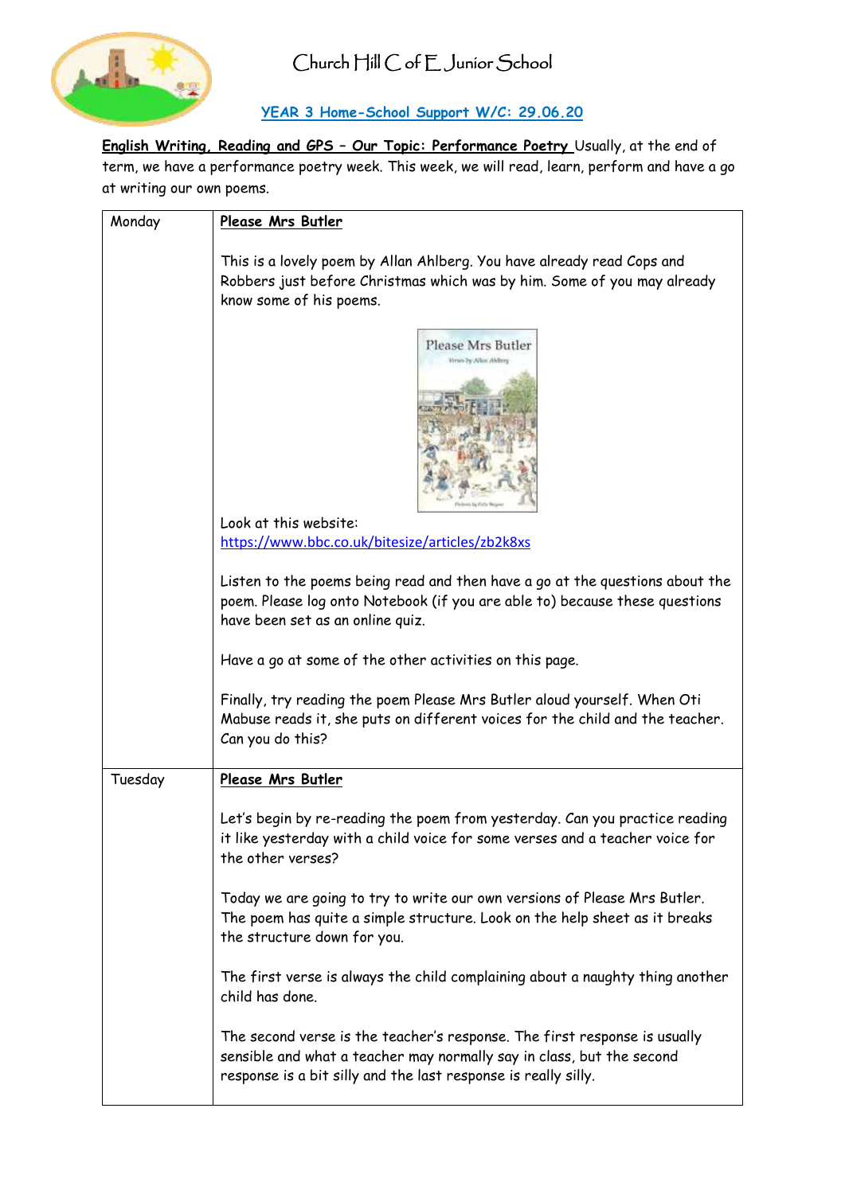# Church Hill C of E Junior School

## YEAR 3 Home-School Support W/C: 29.06.20

**English Writing, Reading and GPS – Our Topic: Performance Poetry** Usually, at the end of term, we have a performance poetry week. This week, we will read, learn, perform and have a go at writing our own poems.

| | |
|---|---|
| Monday | **Please Mrs Butler**<br><br>This is a lovely poem by Allan Ahlberg. You have already read Cops and Robbers just before Christmas which was by him. Some of you may already know some of his poems.<br><br>Look at this website:<br>https://www.bbc.co.uk/bitesize/articles/zb2k8xs<br><br>Listen to the poems being read and then have a go at the questions about the poem. Please log onto Notebook (if you are able to) because these questions have been set as an online quiz.<br><br>Have a go at some of the other activities on this page.<br><br>Finally, try reading the poem Please Mrs Butler aloud yourself. When Oti Mabuse reads it, she puts on different voices for the child and the teacher. Can you do this? |
| Tuesday | **Please Mrs Butler**<br><br>Let's begin by re-reading the poem from yesterday. Can you practice reading it like yesterday with a child voice for some verses and a teacher voice for the other verses?<br><br>Today we are going to try to write our own versions of Please Mrs Butler. The poem has quite a simple structure. Look on the help sheet as it breaks the structure down for you.<br><br>The first verse is always the child complaining about a naughty thing another child has done.<br><br>The second verse is the teacher's response. The first response is usually sensible and what a teacher may normally say in class, but the second response is a bit silly and the last response is really silly. |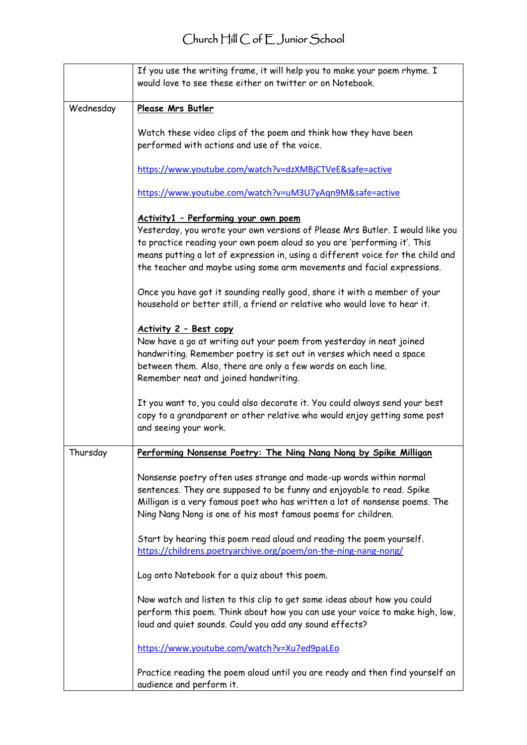| | |
|---|---|
| | If you use the writing frame, it will help you to make your poem rhyme. I would love to see these either on twitter or on Notebook. |
| Wednesday | **Please Mrs Butler**<br><br>Watch these video clips of the poem and think how they have been performed with actions and use of the voice.<br><br>https://www.youtube.com/watch?v=dzXMBjCTVeE&safe=active<br><br>https://www.youtube.com/watch?v=uM3U7yAqn9M&safe=active<br><br>**Activity1 – Performing your own poem**<br>Yesterday, you wrote your own versions of Please Mrs Butler. I would like you to practice reading your own poem aloud so you are 'performing it'. This means putting a lot of expression in, using a different voice for the child and the teacher and maybe using some arm movements and facial expressions.<br><br>Once you have got it sounding really good, share it with a member of your household or better still, a friend or relative who would love to hear it.<br><br>**Activity 2 – Best copy**<br>Now have a go at writing out your poem from yesterday in neat joined handwriting. Remember poetry is set out in verses which need a space between them. Also, there are only a few words on each line.<br>Remember neat and joined handwriting.<br><br>It you want to, you could also decorate it. You could always send your best copy to a grandparent or other relative who would enjoy getting some post and seeing your work. |
| Thursday | **Performing Nonsense Poetry: The Ning Nang Nong by Spike Milligan**<br><br>Nonsense poetry often uses strange and made-up words within normal sentences. They are supposed to be funny and enjoyable to read. Spike Milligan is a very famous poet who has written a lot of nonsense poems. The Ning Nang Nong is one of his most famous poems for children.<br><br>Start by hearing this poem read aloud and reading the poem yourself.<br>https://childrens.poetryarchive.org/poem/on-the-ning-nang-nong/<br><br>Log onto Notebook for a quiz about this poem.<br><br>Now watch and listen to this clip to get some ideas about how you could perform this poem. Think about how you can use your voice to make high, low, loud and quiet sounds. Could you add any sound effects?<br><br>https://www.youtube.com/watch?v=Xu7ed9paLEo<br><br>Practice reading the poem aloud until you are ready and then find yourself an audience and perform it. |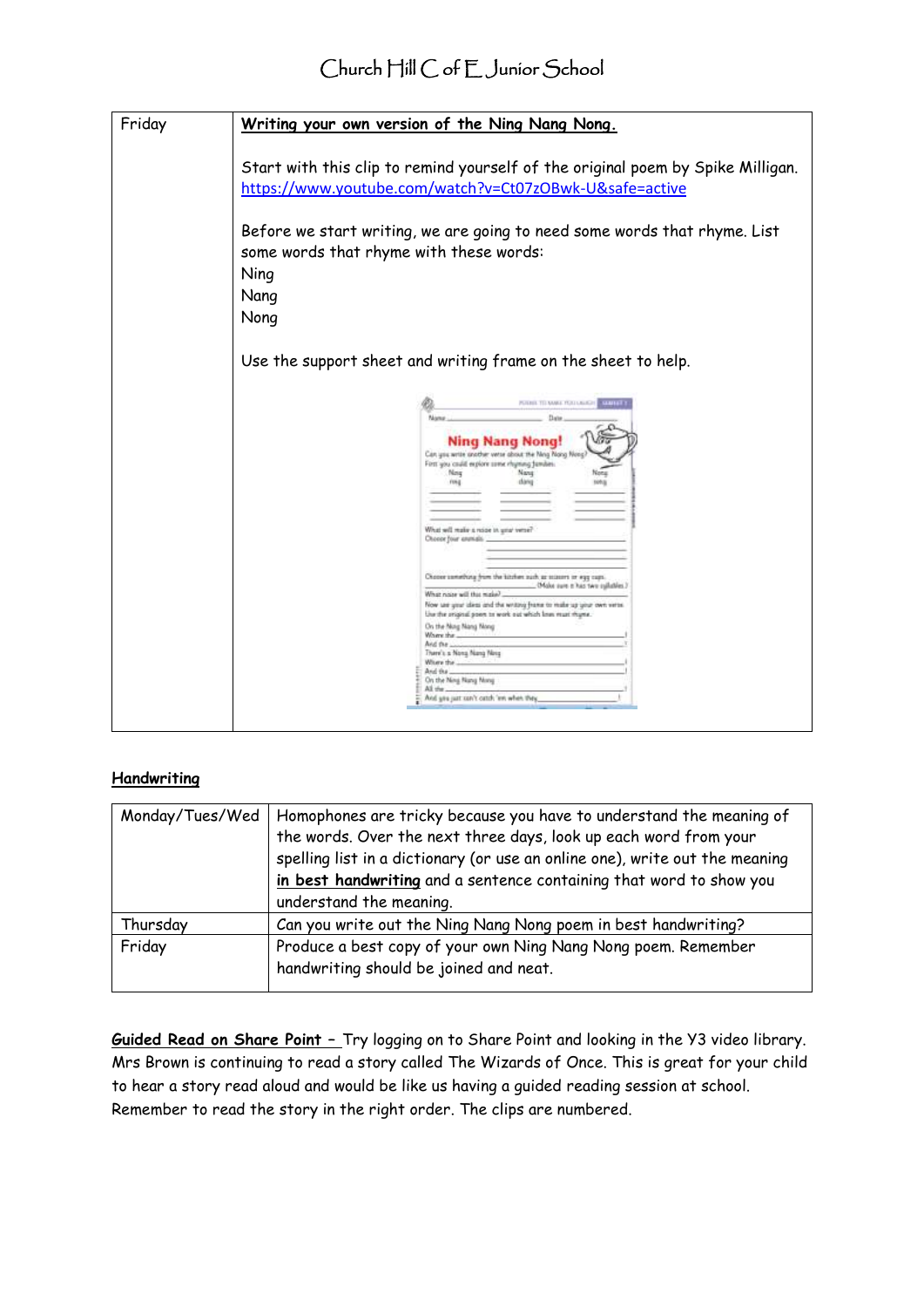| Friday | **Writing your own version of the Ning Nang Nong.**<br><br>Start with this clip to remind yourself of the original poem by Spike Milligan. https://www.youtube.com/watch?v=Ct07zOBwk-U&safe=active<br><br>Before we start writing, we are going to need some words that rhyme. List some words that rhyme with these words:<br>Ning<br>Nang<br>Nong<br><br>Use the support sheet and writing frame on the sheet to help. |
|---|---|

## Handwriting

| Monday/Tues/Wed | Homophones are tricky because you have to understand the meaning of the words. Over the next three days, look up each word from your spelling list in a dictionary (or use an online one), write out the meaning **in best handwriting** and a sentence containing that word to show you understand the meaning. |
|---|---|
| Thursday | Can you write out the Ning Nang Nong poem in best handwriting? |
| Friday | Produce a best copy of your own Ning Nang Nong poem. Remember handwriting should be joined and neat. |

**Guided Read on Share Point –** Try logging on to Share Point and looking in the Y3 video library. Mrs Brown is continuing to read a story called The Wizards of Once. This is great for your child to hear a story read aloud and would be like us having a guided reading session at school. Remember to read the story in the right order. The clips are numbered.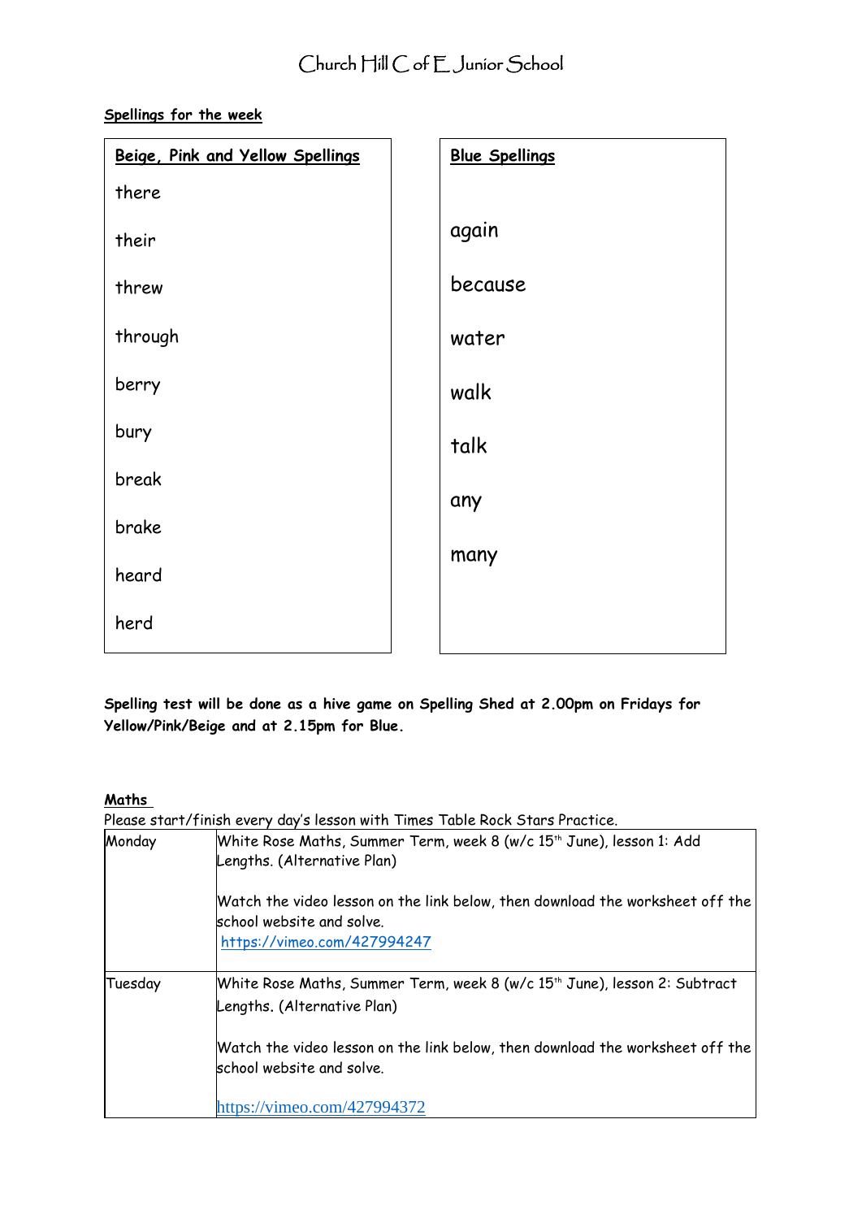# Church Hill C of E Junior School

**Spellings for the week**

| Beige, Pink and Yellow Spellings | Blue Spellings |
|---|---|
| there | again |
| their | because |
| threw | water |
| through | walk |
| berry | talk |
| bury | any |
| break | many |
| brake | |
| heard | |
| herd | |

**Spelling test will be done as a hive game on Spelling Shed at 2.00pm on Fridays for Yellow/Pink/Beige and at 2.15pm for Blue.**

**Maths**

Please start/finish every day's lesson with Times Table Rock Stars Practice.

| Monday | White Rose Maths, Summer Term, week 8 (w/c 15th June), lesson 1: Add Lengths. (Alternative Plan)<br><br>Watch the video lesson on the link below, then download the worksheet off the school website and solve.<br>https://vimeo.com/427994247 |
|---|---|
| Tuesday | White Rose Maths, Summer Term, week 8 (w/c 15th June), lesson 2: Subtract Lengths. (Alternative Plan)<br><br>Watch the video lesson on the link below, then download the worksheet off the school website and solve.<br><br>https://vimeo.com/427994372 |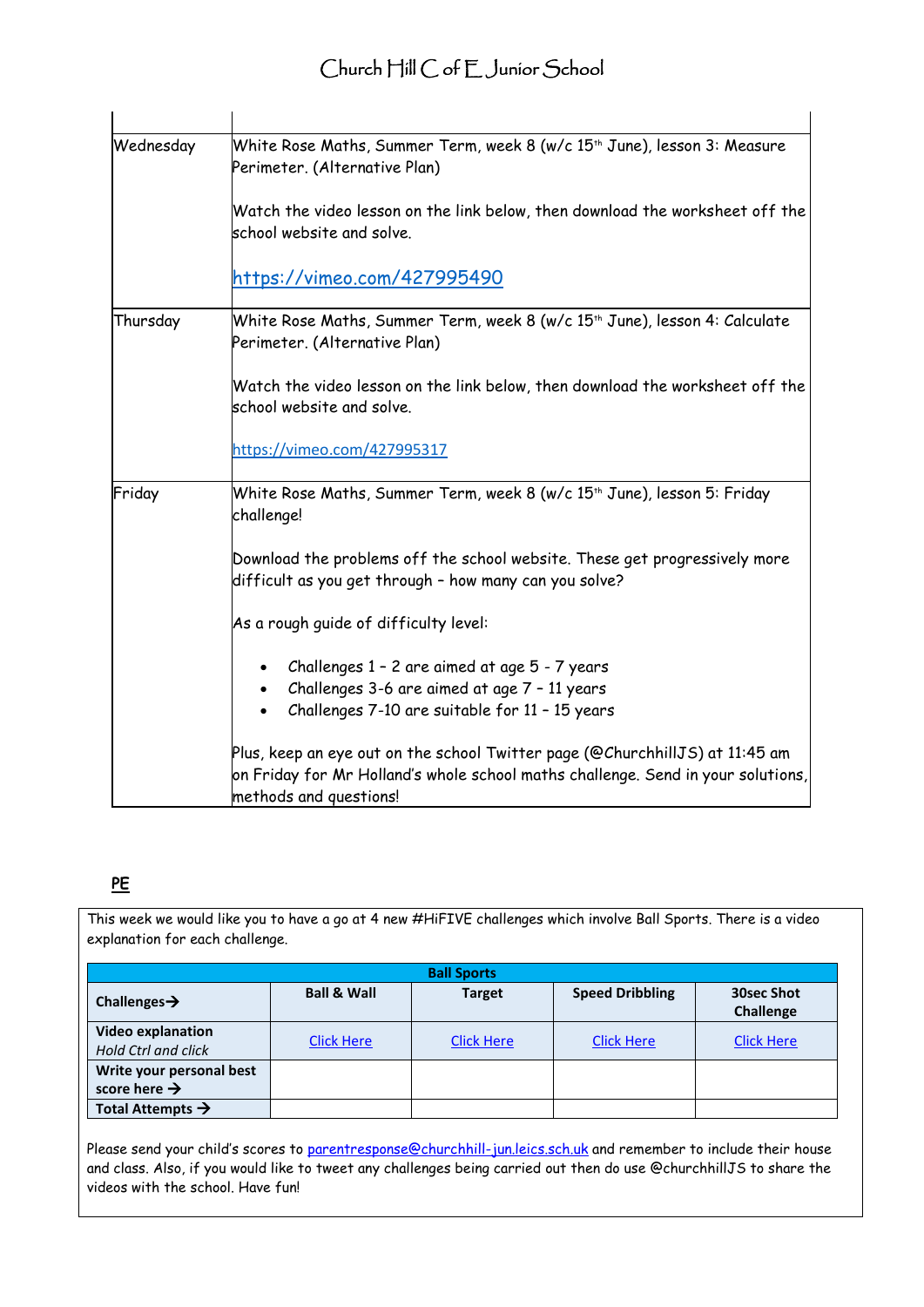| | |
|---|---|
| Wednesday | White Rose Maths, Summer Term, week 8 (w/c 15th June), lesson 3: Measure Perimeter. (Alternative Plan)<br><br>Watch the video lesson on the link below, then download the worksheet off the school website and solve.<br><br>[https://vimeo.com/427995490](https://vimeo.com/427995490) |
| Thursday | White Rose Maths, Summer Term, week 8 (w/c 15th June), lesson 4: Calculate Perimeter. (Alternative Plan)<br><br>Watch the video lesson on the link below, then download the worksheet off the school website and solve.<br><br>[https://vimeo.com/427995317](https://vimeo.com/427995317) |
| Friday | White Rose Maths, Summer Term, week 8 (w/c 15th June), lesson 5: Friday challenge!<br><br>Download the problems off the school website. These get progressively more difficult as you get through – how many can you solve?<br><br>As a rough guide of difficulty level:<br><br>• Challenges 1 – 2 are aimed at age 5 - 7 years<br>• Challenges 3-6 are aimed at age 7 – 11 years<br>• Challenges 7-10 are suitable for 11 – 15 years<br><br>Plus, keep an eye out on the school Twitter page (@ChurchhillJS) at 11:45 am on Friday for Mr Holland's whole school maths challenge. Send in your solutions, methods and questions! |

## PE

This week we would like you to have a go at 4 new #HiFIVE challenges which involve Ball Sports. There is a video explanation for each challenge.

| Ball Sports | | | | |
|---|---|---|---|---|
| **Challenges→** | **Ball & Wall** | **Target** | **Speed Dribbling** | **30sec Shot Challenge** |
| **Video explanation** *Hold Ctrl and click* | Click Here | Click Here | Click Here | Click Here |
| **Write your personal best score here →** | | | | |
| **Total Attempts →** | | | | |

Please send your child's scores to parentresponse@churchhill-jun.leics.sch.uk and remember to include their house and class. Also, if you would like to tweet any challenges being carried out then do use @churchhillJS to share the videos with the school. Have fun!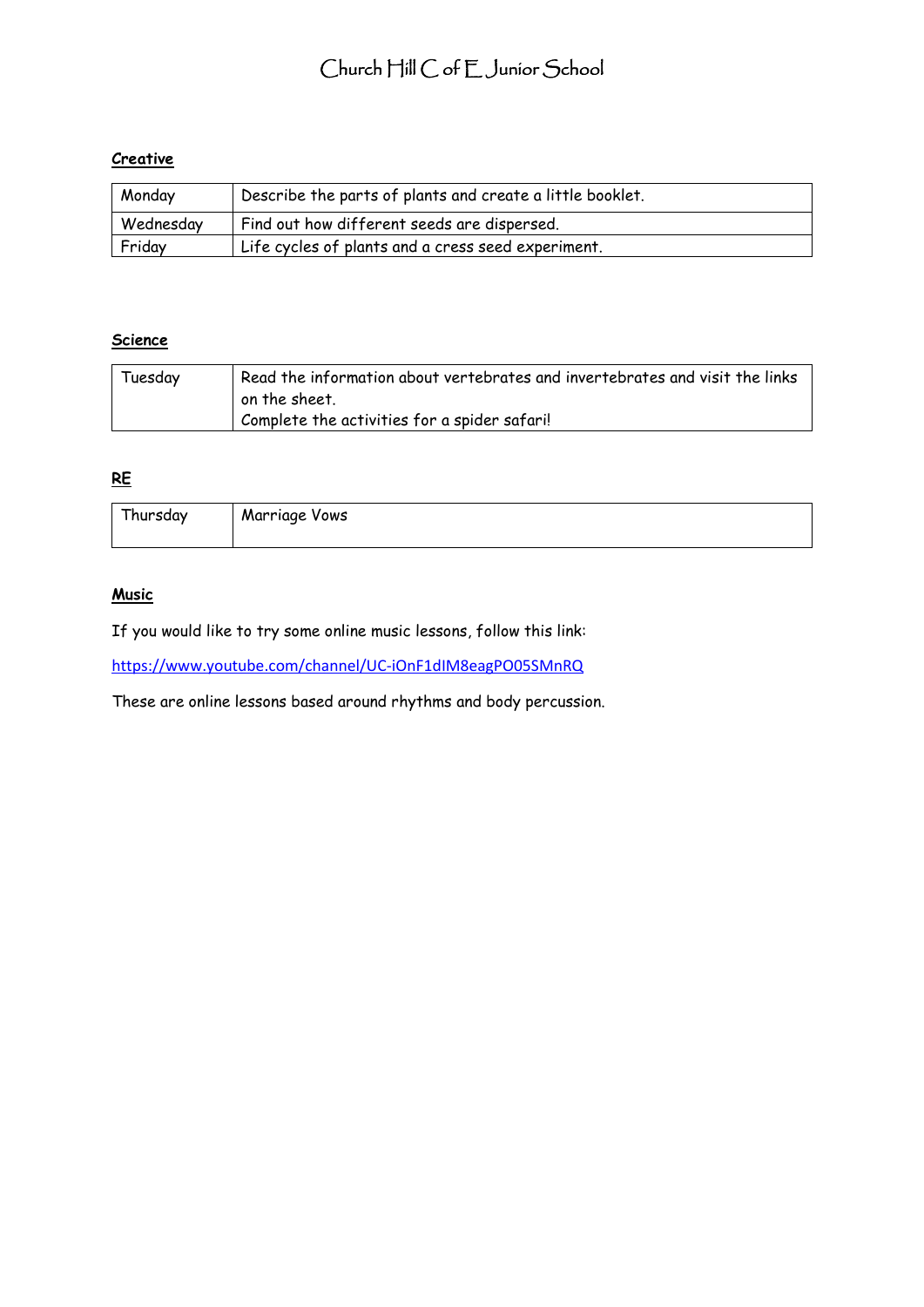# Church Hill C of E Junior School

**Creative**

| | |
|---|---|
| Monday | Describe the parts of plants and create a little booklet. |
| Wednesday | Find out how different seeds are dispersed. |
| Friday | Life cycles of plants and a cress seed experiment. |

**Science**

| | |
|---|---|
| Tuesday | Read the information about vertebrates and invertebrates and visit the links on the sheet.<br>Complete the activities for a spider safari! |

**RE**

| | |
|---|---|
| Thursday | Marriage Vows |

**Music**

If you would like to try some online music lessons, follow this link:

https://www.youtube.com/channel/UC-iOnF1dIM8eagPO05SMnRQ

These are online lessons based around rhythms and body percussion.